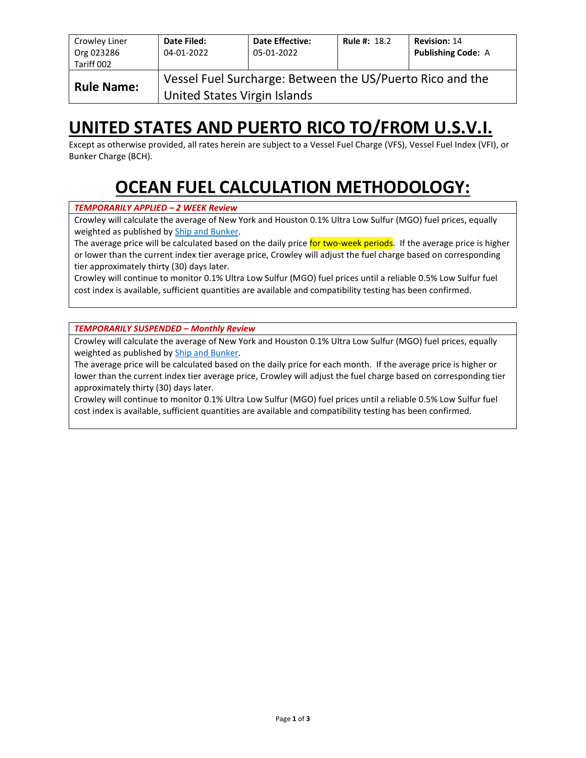| Crowley Liner Org 023286 Tariff 002 | **Date Filed:** 04-01-2022 | **Date Effective:** 05-01-2022 | **Rule #:** 18.2 | **Revision:** 14 **Publishing Code:** A |
|---|---|---|---|---|
| **Rule Name:** | Vessel Fuel Surcharge: Between the US/Puerto Rico and the United States Virgin Islands | | | |

# UNITED STATES AND PUERTO RICO TO/FROM U.S.V.I.

Except as otherwise provided, all rates herein are subject to a Vessel Fuel Charge (VFS), Vessel Fuel Index (VFI), or Bunker Charge (BCH).

# OCEAN FUEL CALCULATION METHODOLOGY:

***TEMPORARILY APPLIED – 2 WEEK Review***

Crowley will calculate the average of New York and Houston 0.1% Ultra Low Sulfur (MGO) fuel prices, equally weighted as published by [Ship and Bunker](Ship and Bunker).

The average price will be calculated based on the daily price for two-week periods. If the average price is higher or lower than the current index tier average price, Crowley will adjust the fuel charge based on corresponding tier approximately thirty (30) days later.

Crowley will continue to monitor 0.1% Ultra Low Sulfur (MGO) fuel prices until a reliable 0.5% Low Sulfur fuel cost index is available, sufficient quantities are available and compatibility testing has been confirmed.

***TEMPORARILY SUSPENDED – Monthly Review***

Crowley will calculate the average of New York and Houston 0.1% Ultra Low Sulfur (MGO) fuel prices, equally weighted as published by [Ship and Bunker](Ship and Bunker).

The average price will be calculated based on the daily price for each month. If the average price is higher or lower than the current index tier average price, Crowley will adjust the fuel charge based on corresponding tier approximately thirty (30) days later.

Crowley will continue to monitor 0.1% Ultra Low Sulfur (MGO) fuel prices until a reliable 0.5% Low Sulfur fuel cost index is available, sufficient quantities are available and compatibility testing has been confirmed.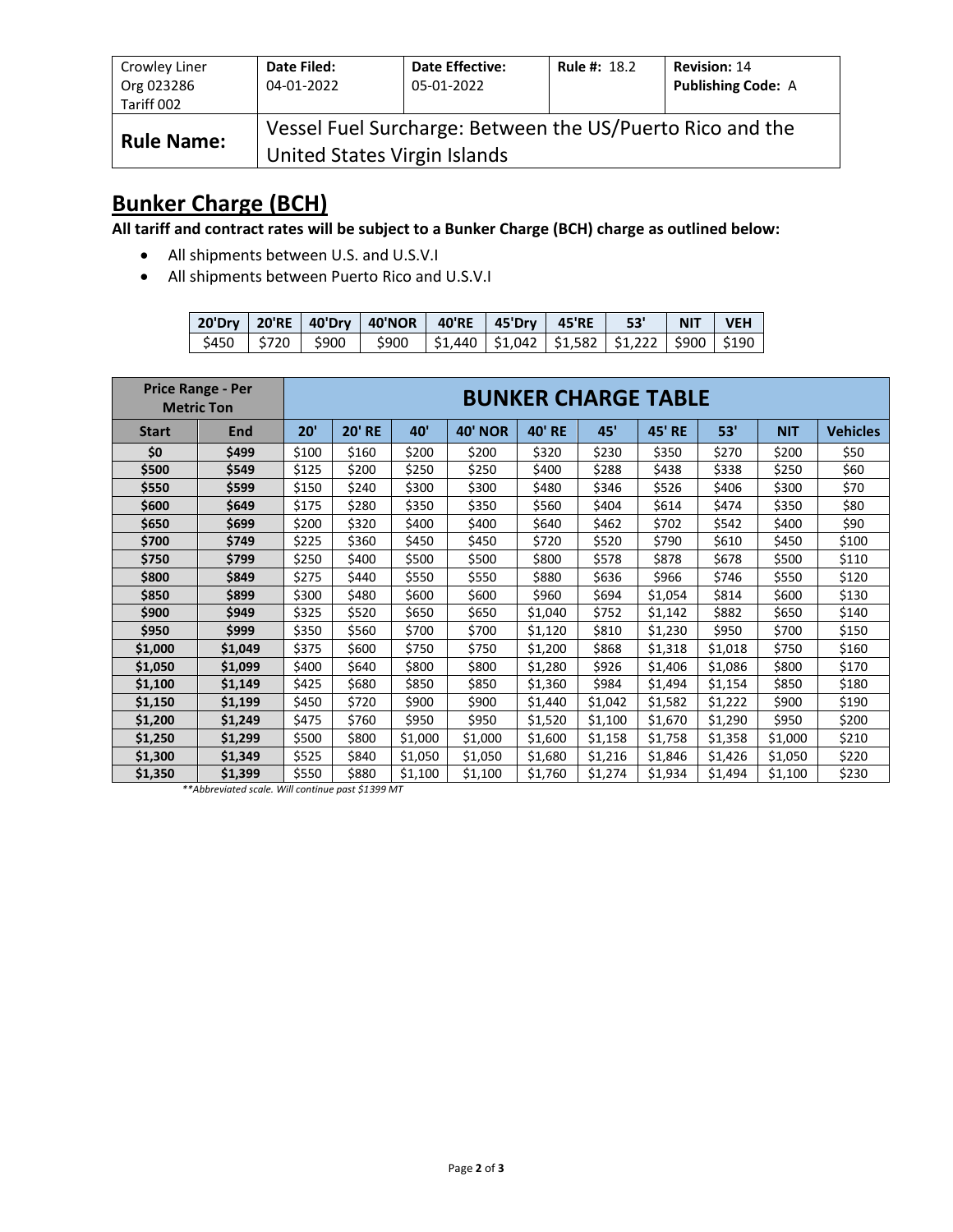| Crowley Liner<br>Org 023286<br>Tariff 002 | **Date Filed:**<br>04-01-2022 | **Date Effective:**<br>05-01-2022 | **Rule #:** 18.2 | **Revision:** 14<br>**Publishing Code:** A |
|---|---|---|---|---|
| **Rule Name:** | Vessel Fuel Surcharge: Between the US/Puerto Rico and the United States Virgin Islands | | | |

## Bunker Charge (BCH)

**All tariff and contract rates will be subject to a Bunker Charge (BCH) charge as outlined below:**

- All shipments between U.S. and U.S.V.I
- All shipments between Puerto Rico and U.S.V.I

| 20'Dry | 20'RE | 40'Dry | 40'NOR | 40'RE | 45'Dry | 45'RE | 53' | NIT | VEH |
|---|---|---|---|---|---|---|---|---|---|
| $450 | $720 | $900 | $900 | $1,440 | $1,042 | $1,582 | $1,222 | $900 | $190 |

| Price Range - Per Metric Ton | | BUNKER CHARGE TABLE | | | | | | | | | |
|---|---|---|---|---|---|---|---|---|---|---|---|
| **Start** | **End** | **20'** | **20' RE** | **40'** | **40' NOR** | **40' RE** | **45'** | **45' RE** | **53'** | **NIT** | **Vehicles** |
| **$0** | **$499** | $100 | $160 | $200 | $200 | $320 | $230 | $350 | $270 | $200 | $50 |
| **$500** | **$549** | $125 | $200 | $250 | $250 | $400 | $288 | $438 | $338 | $250 | $60 |
| **$550** | **$599** | $150 | $240 | $300 | $300 | $480 | $346 | $526 | $406 | $300 | $70 |
| **$600** | **$649** | $175 | $280 | $350 | $350 | $560 | $404 | $614 | $474 | $350 | $80 |
| **$650** | **$699** | $200 | $320 | $400 | $400 | $640 | $462 | $702 | $542 | $400 | $90 |
| **$700** | **$749** | $225 | $360 | $450 | $450 | $720 | $520 | $790 | $610 | $450 | $100 |
| **$750** | **$799** | $250 | $400 | $500 | $500 | $800 | $578 | $878 | $678 | $500 | $110 |
| **$800** | **$849** | $275 | $440 | $550 | $550 | $880 | $636 | $966 | $746 | $550 | $120 |
| **$850** | **$899** | $300 | $480 | $600 | $600 | $960 | $694 | $1,054 | $814 | $600 | $130 |
| **$900** | **$949** | $325 | $520 | $650 | $650 | $1,040 | $752 | $1,142 | $882 | $650 | $140 |
| **$950** | **$999** | $350 | $560 | $700 | $700 | $1,120 | $810 | $1,230 | $950 | $700 | $150 |
| **$1,000** | **$1,049** | $375 | $600 | $750 | $750 | $1,200 | $868 | $1,318 | $1,018 | $750 | $160 |
| **$1,050** | **$1,099** | $400 | $640 | $800 | $800 | $1,280 | $926 | $1,406 | $1,086 | $800 | $170 |
| **$1,100** | **$1,149** | $425 | $680 | $850 | $850 | $1,360 | $984 | $1,494 | $1,154 | $850 | $180 |
| **$1,150** | **$1,199** | $450 | $720 | $900 | $900 | $1,440 | $1,042 | $1,582 | $1,222 | $900 | $190 |
| **$1,200** | **$1,249** | $475 | $760 | $950 | $950 | $1,520 | $1,100 | $1,670 | $1,290 | $950 | $200 |
| **$1,250** | **$1,299** | $500 | $800 | $1,000 | $1,000 | $1,600 | $1,158 | $1,758 | $1,358 | $1,000 | $210 |
| **$1,300** | **$1,349** | $525 | $840 | $1,050 | $1,050 | $1,680 | $1,216 | $1,846 | $1,426 | $1,050 | $220 |
| **$1,350** | **$1,399** | $550 | $880 | $1,100 | $1,100 | $1,760 | $1,274 | $1,934 | $1,494 | $1,100 | $230 |

*\*\*Abbreviated scale. Will continue past $1399 MT*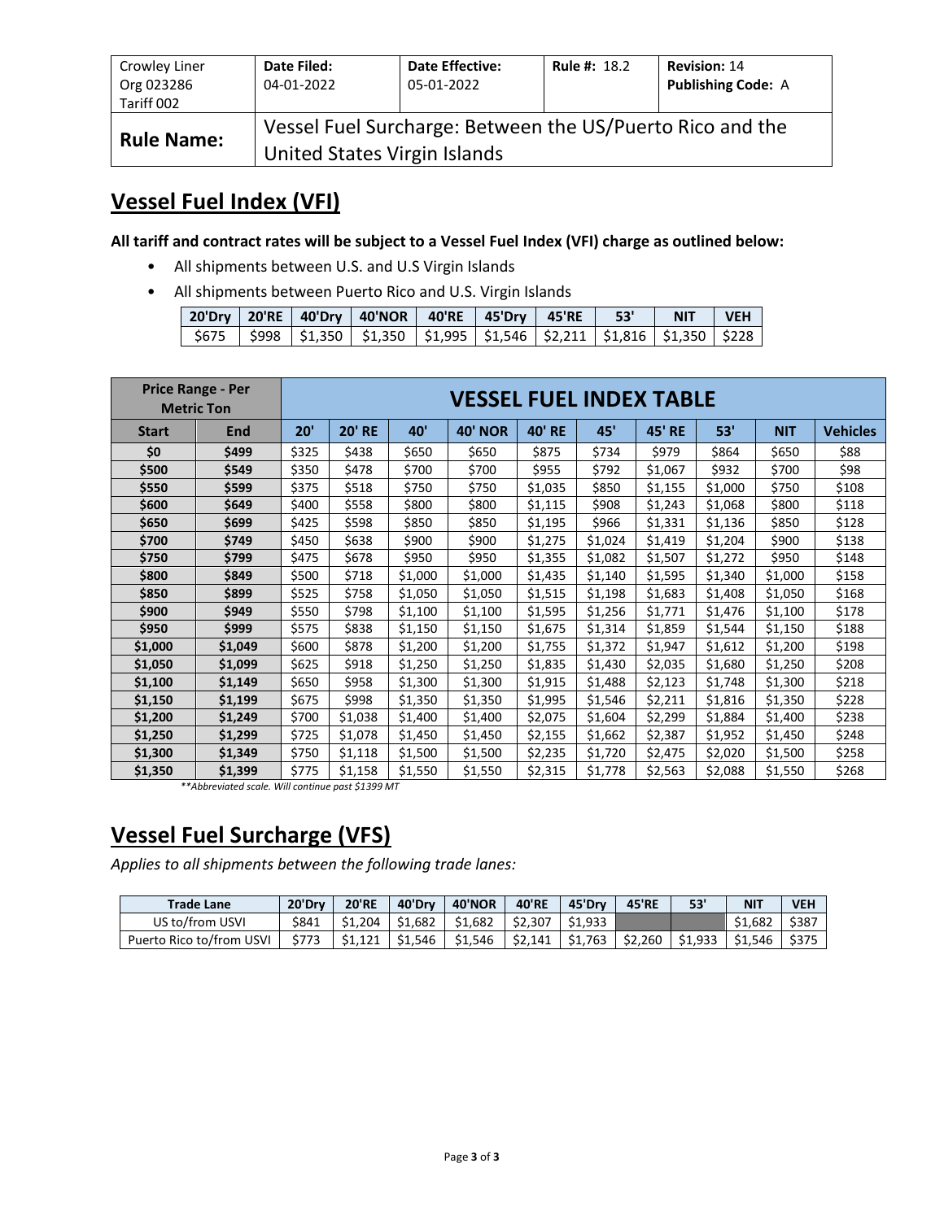| Crowley Liner Org 023286 Tariff 002 | Date Filed: 04-01-2022 | Date Effective: 05-01-2022 | Rule #: 18.2 | Revision: 14 Publishing Code: A |
|---|---|---|---|---|
| **Rule Name:** | Vessel Fuel Surcharge: Between the US/Puerto Rico and the United States Virgin Islands | | | |

## Vessel Fuel Index (VFI)

**All tariff and contract rates will be subject to a Vessel Fuel Index (VFI) charge as outlined below:**

- All shipments between U.S. and U.S Virgin Islands
- All shipments between Puerto Rico and U.S. Virgin Islands

| 20'Dry | 20'RE | 40'Dry | 40'NOR | 40'RE | 45'Dry | 45'RE | 53' | NIT | VEH |
|---|---|---|---|---|---|---|---|---|---|
| $675 | $998 | $1,350 | $1,350 | $1,995 | $1,546 | $2,211 | $1,816 | $1,350 | $228 |

| Price Range - Per Metric Ton | | VESSEL FUEL INDEX TABLE | | | | | | | | | |
|---|---|---|---|---|---|---|---|---|---|---|---|
| Start | End | 20' | 20' RE | 40' | 40' NOR | 40' RE | 45' | 45' RE | 53' | NIT | Vehicles |
| $0 | $499 | $325 | $438 | $650 | $650 | $875 | $734 | $979 | $864 | $650 | $88 |
| $500 | $549 | $350 | $478 | $700 | $700 | $955 | $792 | $1,067 | $932 | $700 | $98 |
| $550 | $599 | $375 | $518 | $750 | $750 | $1,035 | $850 | $1,155 | $1,000 | $750 | $108 |
| $600 | $649 | $400 | $558 | $800 | $800 | $1,115 | $908 | $1,243 | $1,068 | $800 | $118 |
| $650 | $699 | $425 | $598 | $850 | $850 | $1,195 | $966 | $1,331 | $1,136 | $850 | $128 |
| $700 | $749 | $450 | $638 | $900 | $900 | $1,275 | $1,024 | $1,419 | $1,204 | $900 | $138 |
| $750 | $799 | $475 | $678 | $950 | $950 | $1,355 | $1,082 | $1,507 | $1,272 | $950 | $148 |
| $800 | $849 | $500 | $718 | $1,000 | $1,000 | $1,435 | $1,140 | $1,595 | $1,340 | $1,000 | $158 |
| $850 | $899 | $525 | $758 | $1,050 | $1,050 | $1,515 | $1,198 | $1,683 | $1,408 | $1,050 | $168 |
| $900 | $949 | $550 | $798 | $1,100 | $1,100 | $1,595 | $1,256 | $1,771 | $1,476 | $1,100 | $178 |
| $950 | $999 | $575 | $838 | $1,150 | $1,150 | $1,675 | $1,314 | $1,859 | $1,544 | $1,150 | $188 |
| $1,000 | $1,049 | $600 | $878 | $1,200 | $1,200 | $1,755 | $1,372 | $1,947 | $1,612 | $1,200 | $198 |
| $1,050 | $1,099 | $625 | $918 | $1,250 | $1,250 | $1,835 | $1,430 | $2,035 | $1,680 | $1,250 | $208 |
| $1,100 | $1,149 | $650 | $958 | $1,300 | $1,300 | $1,915 | $1,488 | $2,123 | $1,748 | $1,300 | $218 |
| $1,150 | $1,199 | $675 | $998 | $1,350 | $1,350 | $1,995 | $1,546 | $2,211 | $1,816 | $1,350 | $228 |
| $1,200 | $1,249 | $700 | $1,038 | $1,400 | $1,400 | $2,075 | $1,604 | $2,299 | $1,884 | $1,400 | $238 |
| $1,250 | $1,299 | $725 | $1,078 | $1,450 | $1,450 | $2,155 | $1,662 | $2,387 | $1,952 | $1,450 | $248 |
| $1,300 | $1,349 | $750 | $1,118 | $1,500 | $1,500 | $2,235 | $1,720 | $2,475 | $2,020 | $1,500 | $258 |
| $1,350 | $1,399 | $775 | $1,158 | $1,550 | $1,550 | $2,315 | $1,778 | $2,563 | $2,088 | $1,550 | $268 |

*\*\*Abbreviated scale. Will continue past $1399 MT*

## Vessel Fuel Surcharge (VFS)

*Applies to all shipments between the following trade lanes:*

| Trade Lane | 20'Dry | 20'RE | 40'Dry | 40'NOR | 40'RE | 45'Dry | 45'RE | 53' | NIT | VEH |
|---|---|---|---|---|---|---|---|---|---|---|
| US to/from USVI | $841 | $1,204 | $1,682 | $1,682 | $2,307 | $1,933 | | | $1,682 | $387 |
| Puerto Rico to/from USVI | $773 | $1,121 | $1,546 | $1,546 | $2,141 | $1,763 | $2,260 | $1,933 | $1,546 | $375 |